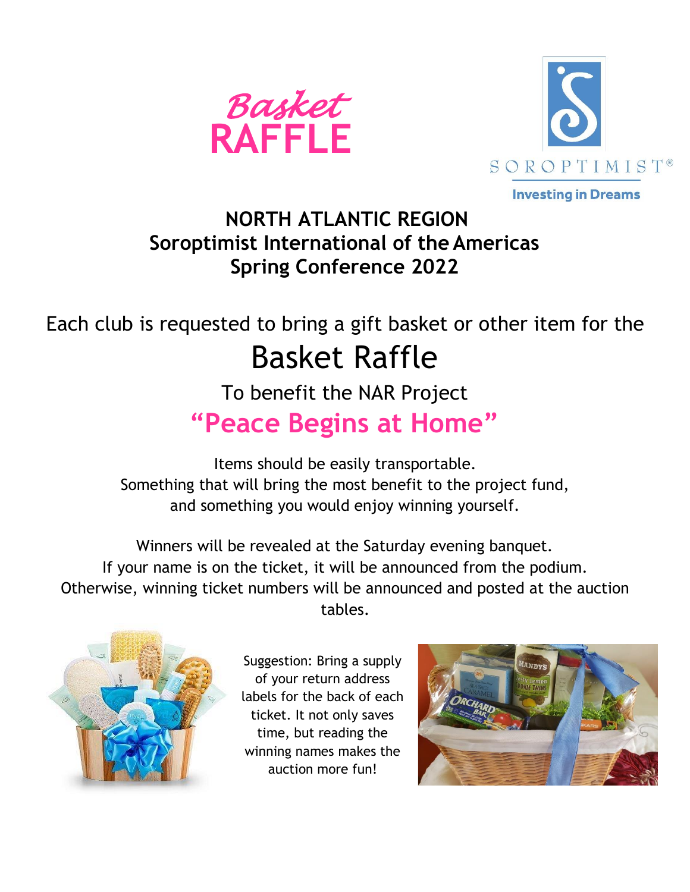# Basket RAFFLE

SOROPTIMIST®

Investing in Dreams

## NORTH ATLANTIC REGION
## Soroptimist International of the Americas
## Spring Conference 2022

Each club is requested to bring a gift basket or other item for the

# Basket Raffle

To benefit the NAR Project

## "Peace Begins at Home"

Items should be easily transportable.
Something that will bring the most benefit to the project fund,
and something you would enjoy winning yourself.

Winners will be revealed at the Saturday evening banquet.
If your name is on the ticket, it will be announced from the podium.
Otherwise, winning ticket numbers will be announced and posted at the auction tables.

Suggestion: Bring a supply of your return address labels for the back of each ticket. It not only saves time, but reading the winning names makes the auction more fun!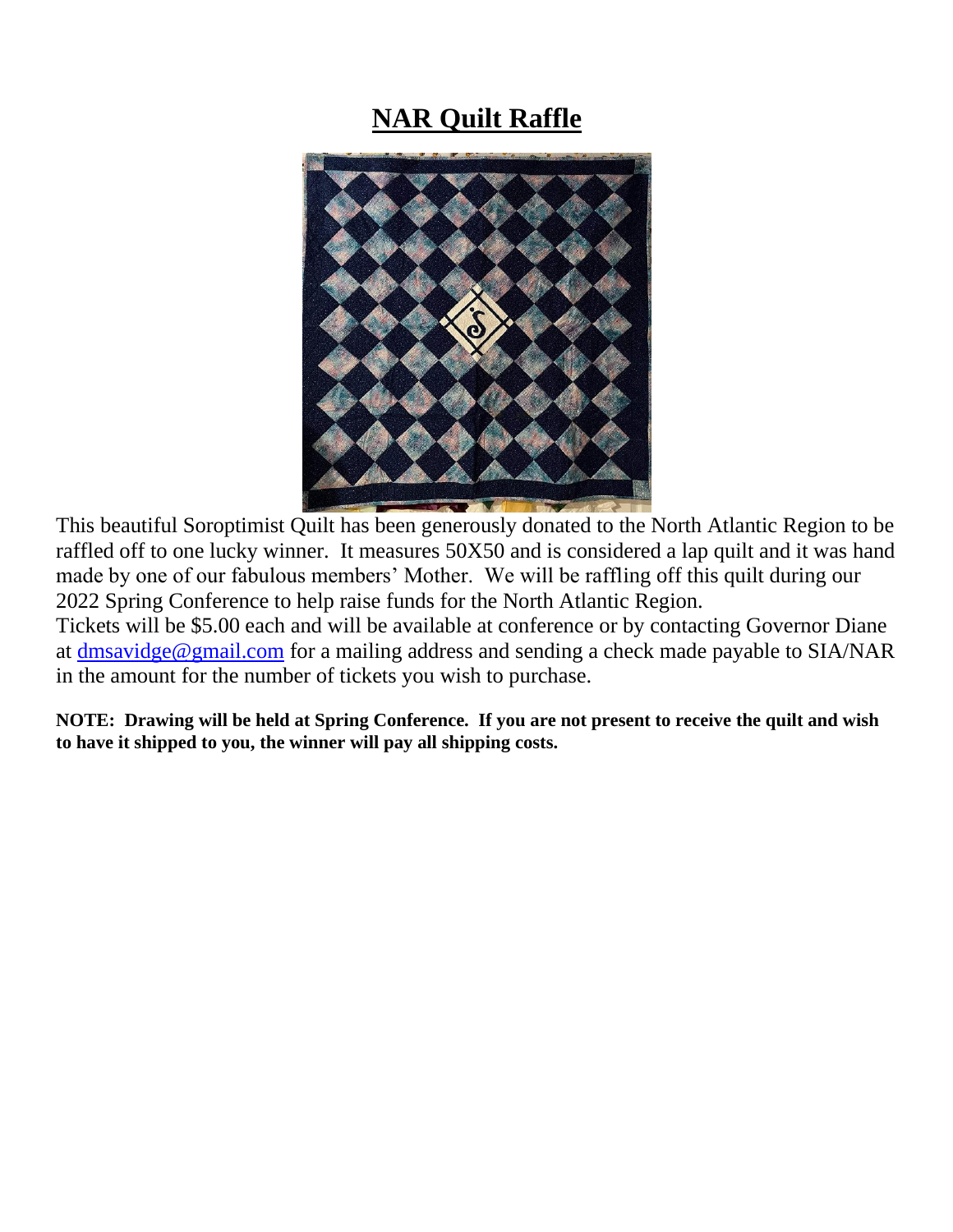# NAR Quilt Raffle

This beautiful Soroptimist Quilt has been generously donated to the North Atlantic Region to be raffled off to one lucky winner. It measures 50X50 and is considered a lap quilt and it was hand made by one of our fabulous members' Mother. We will be raffling off this quilt during our 2022 Spring Conference to help raise funds for the North Atlantic Region.

Tickets will be $5.00 each and will be available at conference or by contacting Governor Diane at [dmsavidge@gmail.com](mailto:dmsavidge@gmail.com) for a mailing address and sending a check made payable to SIA/NAR in the amount for the number of tickets you wish to purchase.

**NOTE: Drawing will be held at Spring Conference. If you are not present to receive the quilt and wish to have it shipped to you, the winner will pay all shipping costs.**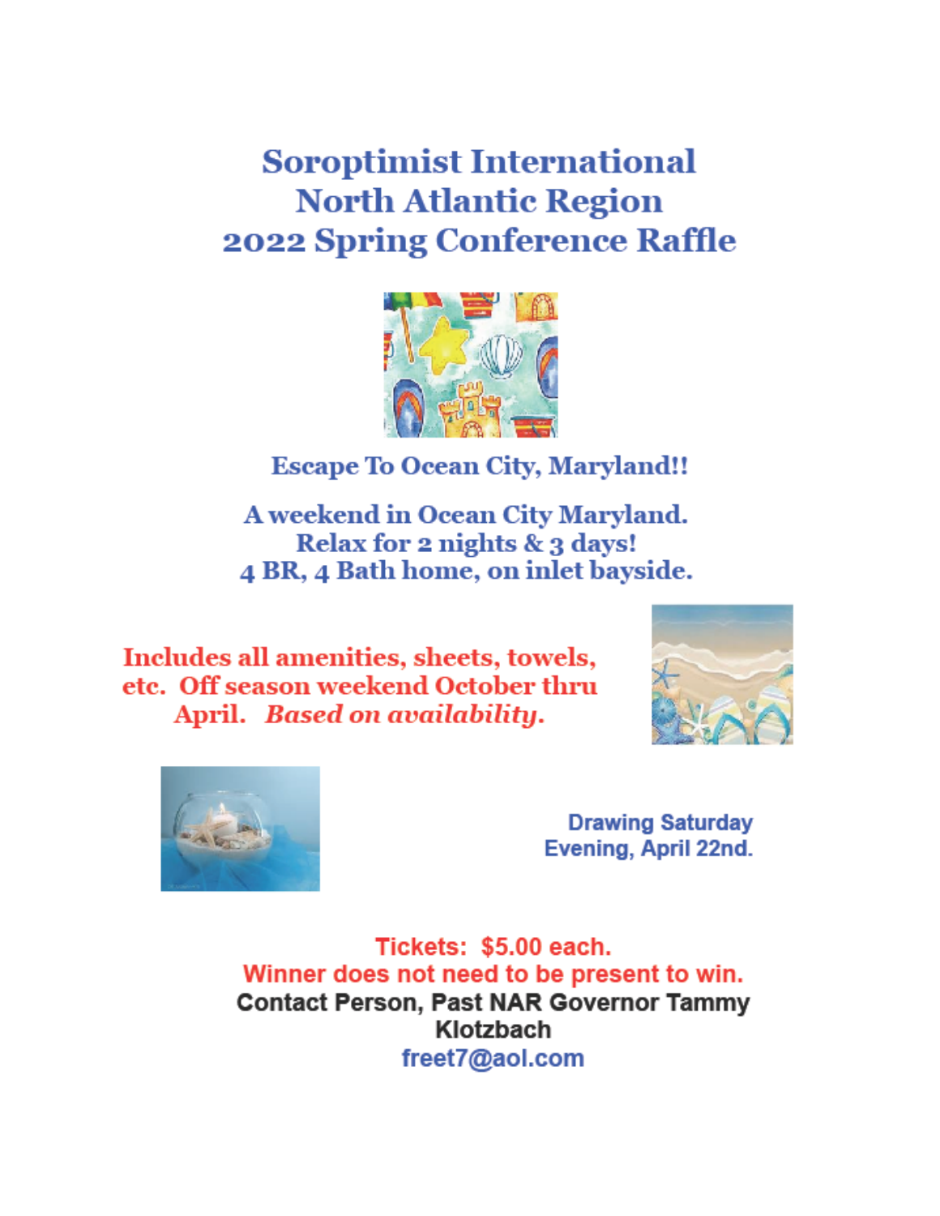# Soroptimist International North Atlantic Region 2022 Spring Conference Raffle

## Escape To Ocean City, Maryland!!

**A weekend in Ocean City Maryland.**
**Relax for 2 nights & 3 days!**
**4 BR, 4 Bath home, on inlet bayside.**

**Includes all amenities, sheets, towels, etc. Off season weekend October thru April.** ***Based on availability.***

**Drawing Saturday Evening, April 22nd.**

**Tickets: $5.00 each.**
**Winner does not need to be present to win.**
**Contact Person, Past NAR Governor Tammy Klotzbach**
**freet7@aol.com**